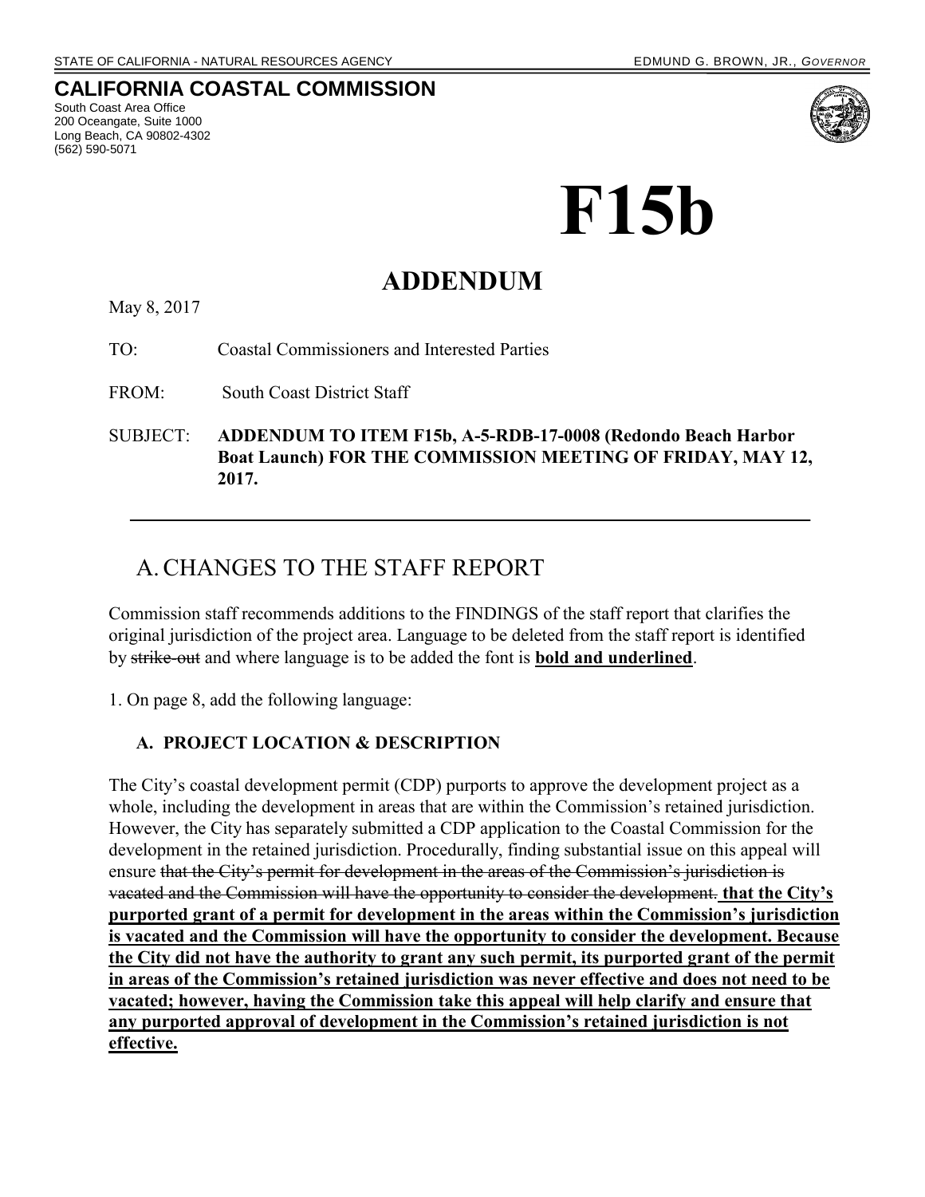STATE OF CALIFORNIA - NATURAL RESOURCES AGENCY EDMUND G. BROWN, JR., *GOVERNOR*

**CALIFORNIA COASTAL COMMISSION**
South Coast Area Office
200 Oceangate, Suite 1000
Long Beach, CA 90802-4302
(562) 590-5071

# F15b

## ADDENDUM

May 8, 2017

TO: Coastal Commissioners and Interested Parties

FROM: South Coast District Staff

SUBJECT: **ADDENDUM TO ITEM F15b, A-5-RDB-17-0008 (Redondo Beach Harbor Boat Launch) FOR THE COMMISSION MEETING OF FRIDAY, MAY 12, 2017.**

---

## A. CHANGES TO THE STAFF REPORT

Commission staff recommends additions to the FINDINGS of the staff report that clarifies the original jurisdiction of the project area. Language to be deleted from the staff report is identified by ~~strike-out~~ and where language is to be added the font is <u>**bold and underlined**</u>.

1. On page 8, add the following language:

### A. PROJECT LOCATION & DESCRIPTION

The City's coastal development permit (CDP) purports to approve the development project as a whole, including the development in areas that are within the Commission's retained jurisdiction. However, the City has separately submitted a CDP application to the Coastal Commission for the development in the retained jurisdiction. Procedurally, finding substantial issue on this appeal will ensure ~~that the City's permit for development in the areas of the Commission's jurisdiction is vacated and the Commission will have the opportunity to consider the development.~~ <u>**that the City's purported grant of a permit for development in the areas within the Commission's jurisdiction is vacated and the Commission will have the opportunity to consider the development. Because the City did not have the authority to grant any such permit, its purported grant of the permit in areas of the Commission's retained jurisdiction was never effective and does not need to be vacated; however, having the Commission take this appeal will help clarify and ensure that any purported approval of development in the Commission's retained jurisdiction is not effective.**</u>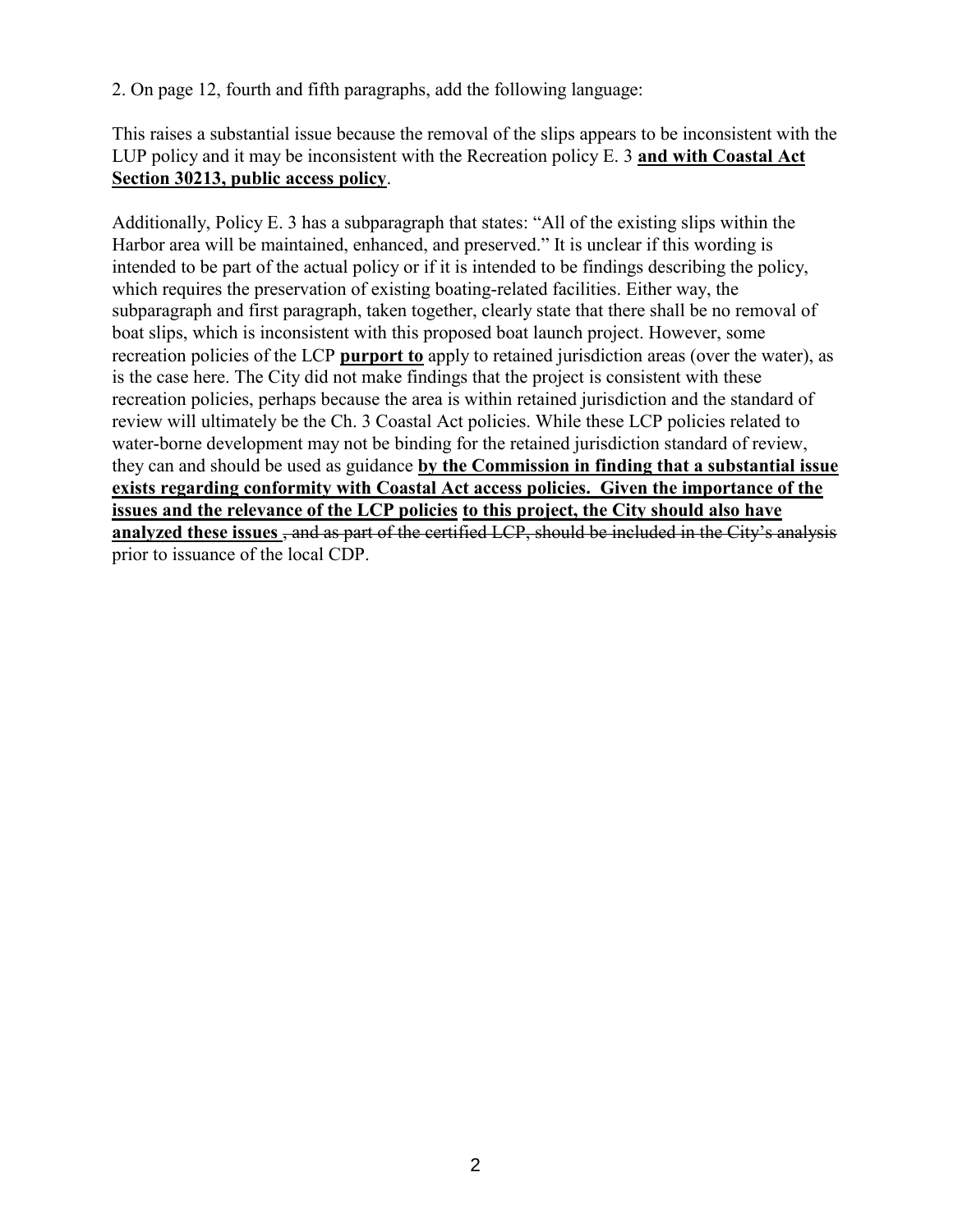2. On page 12, fourth and fifth paragraphs, add the following language:

This raises a substantial issue because the removal of the slips appears to be inconsistent with the LUP policy and it may be inconsistent with the Recreation policy E. 3 <u>**and with Coastal Act Section 30213, public access policy**</u>.

Additionally, Policy E. 3 has a subparagraph that states: "All of the existing slips within the Harbor area will be maintained, enhanced, and preserved." It is unclear if this wording is intended to be part of the actual policy or if it is intended to be findings describing the policy, which requires the preservation of existing boating-related facilities. Either way, the subparagraph and first paragraph, taken together, clearly state that there shall be no removal of boat slips, which is inconsistent with this proposed boat launch project. However, some recreation policies of the LCP <u>**purport to**</u> apply to retained jurisdiction areas (over the water), as is the case here. The City did not make findings that the project is consistent with these recreation policies, perhaps because the area is within retained jurisdiction and the standard of review will ultimately be the Ch. 3 Coastal Act policies. While these LCP policies related to water-borne development may not be binding for the retained jurisdiction standard of review, they can and should be used as guidance <u>**by the Commission in finding that a substantial issue exists regarding conformity with Coastal Act access policies. Given the importance of the issues and the relevance of the LCP policies to this project, the City should also have analyzed these issues**</u> ~~, and as part of the certified LCP, should be included in the City's analysis~~ prior to issuance of the local CDP.